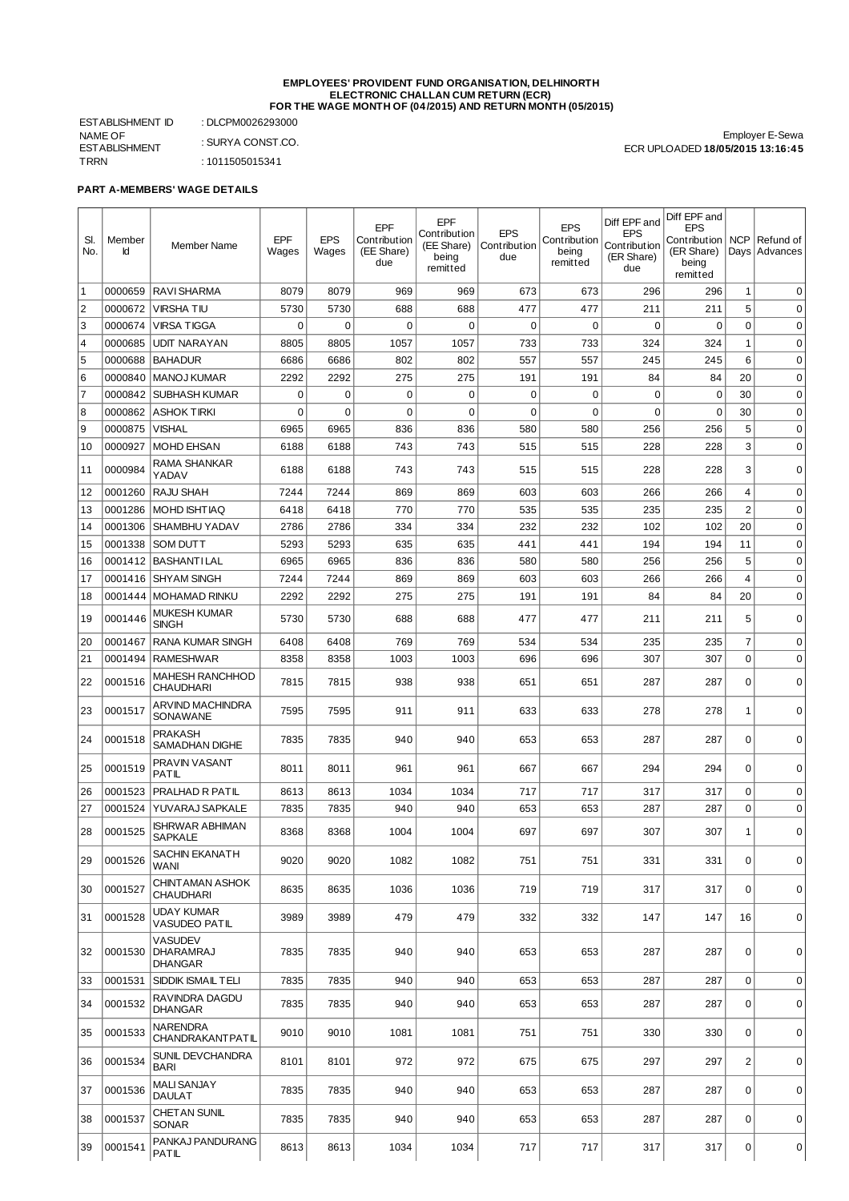**EMPLOYEES' PROVIDENT FUND ORGANISATION, DELHINORTH**
**ELECTRONIC CHALLAN CUM RETURN (ECR)**
**FOR THE WAGE MONTH OF (04/2015) AND RETURN MONTH (05/2015)**

ESTABLISHMENT ID : DLCPM0026293000
NAME OF ESTABLISHMENT : SURYA CONST.CO.
TRRN : 1011505015341

Employer E-Sewa
ECR UPLOADED **18/05/2015 13:16:45**

**PART A-MEMBERS' WAGE DETAILS**

| Sl. No. | Member Id | Member Name | EPF Wages | EPS Wages | EPF Contribution (EE Share) due | EPF Contribution (EE Share) being remitted | EPS Contribution due | EPS Contribution being remitted | Diff EPF and EPS Contribution (ER Share) due | Diff EPF and EPS Contribution (ER Share) being remitted | NCP Days | Refund of Advances |
|---|---|---|---|---|---|---|---|---|---|---|---|---|
| 1 | 0000659 | RAVI SHARMA | 8079 | 8079 | 969 | 969 | 673 | 673 | 296 | 296 | 1 | 0 |
| 2 | 0000672 | VIRSHA TIU | 5730 | 5730 | 688 | 688 | 477 | 477 | 211 | 211 | 5 | 0 |
| 3 | 0000674 | VIRSA TIGGA | 0 | 0 | 0 | 0 | 0 | 0 | 0 | 0 | 0 | 0 |
| 4 | 0000685 | UDIT NARAYAN | 8805 | 8805 | 1057 | 1057 | 733 | 733 | 324 | 324 | 1 | 0 |
| 5 | 0000688 | BAHADUR | 6686 | 6686 | 802 | 802 | 557 | 557 | 245 | 245 | 6 | 0 |
| 6 | 0000840 | MANOJ KUMAR | 2292 | 2292 | 275 | 275 | 191 | 191 | 84 | 84 | 20 | 0 |
| 7 | 0000842 | SUBHASH KUMAR | 0 | 0 | 0 | 0 | 0 | 0 | 0 | 0 | 30 | 0 |
| 8 | 0000862 | ASHOK TIRKI | 0 | 0 | 0 | 0 | 0 | 0 | 0 | 0 | 30 | 0 |
| 9 | 0000875 | VISHAL | 6965 | 6965 | 836 | 836 | 580 | 580 | 256 | 256 | 5 | 0 |
| 10 | 0000927 | MOHD EHSAN | 6188 | 6188 | 743 | 743 | 515 | 515 | 228 | 228 | 3 | 0 |
| 11 | 0000984 | RAMA SHANKAR YADAV | 6188 | 6188 | 743 | 743 | 515 | 515 | 228 | 228 | 3 | 0 |
| 12 | 0001260 | RAJU SHAH | 7244 | 7244 | 869 | 869 | 603 | 603 | 266 | 266 | 4 | 0 |
| 13 | 0001286 | MOHD ISHTIAQ | 6418 | 6418 | 770 | 770 | 535 | 535 | 235 | 235 | 2 | 0 |
| 14 | 0001306 | SHAMBHU YADAV | 2786 | 2786 | 334 | 334 | 232 | 232 | 102 | 102 | 20 | 0 |
| 15 | 0001338 | SOM DUTT | 5293 | 5293 | 635 | 635 | 441 | 441 | 194 | 194 | 11 | 0 |
| 16 | 0001412 | BASHANTI LAL | 6965 | 6965 | 836 | 836 | 580 | 580 | 256 | 256 | 5 | 0 |
| 17 | 0001416 | SHYAM SINGH | 7244 | 7244 | 869 | 869 | 603 | 603 | 266 | 266 | 4 | 0 |
| 18 | 0001444 | MOHAMAD RINKU | 2292 | 2292 | 275 | 275 | 191 | 191 | 84 | 84 | 20 | 0 |
| 19 | 0001446 | MUKESH KUMAR SINGH | 5730 | 5730 | 688 | 688 | 477 | 477 | 211 | 211 | 5 | 0 |
| 20 | 0001467 | RANA KUMAR SINGH | 6408 | 6408 | 769 | 769 | 534 | 534 | 235 | 235 | 7 | 0 |
| 21 | 0001494 | RAMESHWAR | 8358 | 8358 | 1003 | 1003 | 696 | 696 | 307 | 307 | 0 | 0 |
| 22 | 0001516 | MAHESH RANCHHOD CHAUDHARI | 7815 | 7815 | 938 | 938 | 651 | 651 | 287 | 287 | 0 | 0 |
| 23 | 0001517 | ARVIND MACHINDRA SONAWANE | 7595 | 7595 | 911 | 911 | 633 | 633 | 278 | 278 | 1 | 0 |
| 24 | 0001518 | PRAKASH SAMADHAN DIGHE | 7835 | 7835 | 940 | 940 | 653 | 653 | 287 | 287 | 0 | 0 |
| 25 | 0001519 | PRAVIN VASANT PATIL | 8011 | 8011 | 961 | 961 | 667 | 667 | 294 | 294 | 0 | 0 |
| 26 | 0001523 | PRALHAD R PATIL | 8613 | 8613 | 1034 | 1034 | 717 | 717 | 317 | 317 | 0 | 0 |
| 27 | 0001524 | YUVARAJ SAPKALE | 7835 | 7835 | 940 | 940 | 653 | 653 | 287 | 287 | 0 | 0 |
| 28 | 0001525 | ISHRWAR ABHIMAN SAPKALE | 8368 | 8368 | 1004 | 1004 | 697 | 697 | 307 | 307 | 1 | 0 |
| 29 | 0001526 | SACHIN EKANATH WANI | 9020 | 9020 | 1082 | 1082 | 751 | 751 | 331 | 331 | 0 | 0 |
| 30 | 0001527 | CHINTAMAN ASHOK CHAUDHARI | 8635 | 8635 | 1036 | 1036 | 719 | 719 | 317 | 317 | 0 | 0 |
| 31 | 0001528 | UDAY KUMAR VASUDEO PATIL | 3989 | 3989 | 479 | 479 | 332 | 332 | 147 | 147 | 16 | 0 |
| 32 | 0001530 | VASUDEV DHARAMRAJ DHANGAR | 7835 | 7835 | 940 | 940 | 653 | 653 | 287 | 287 | 0 | 0 |
| 33 | 0001531 | SIDDIK ISMAIL TELI | 7835 | 7835 | 940 | 940 | 653 | 653 | 287 | 287 | 0 | 0 |
| 34 | 0001532 | RAVINDRA DAGDU DHANGAR | 7835 | 7835 | 940 | 940 | 653 | 653 | 287 | 287 | 0 | 0 |
| 35 | 0001533 | NARENDRA CHANDRAKANTPATIL | 9010 | 9010 | 1081 | 1081 | 751 | 751 | 330 | 330 | 0 | 0 |
| 36 | 0001534 | SUNIL DEVCHANDRA BARI | 8101 | 8101 | 972 | 972 | 675 | 675 | 297 | 297 | 2 | 0 |
| 37 | 0001536 | MALI SANJAY DAULAT | 7835 | 7835 | 940 | 940 | 653 | 653 | 287 | 287 | 0 | 0 |
| 38 | 0001537 | CHETAN SUNIL SONAR | 7835 | 7835 | 940 | 940 | 653 | 653 | 287 | 287 | 0 | 0 |
| 39 | 0001541 | PANKAJ PANDURANG PATIL | 8613 | 8613 | 1034 | 1034 | 717 | 717 | 317 | 317 | 0 | 0 |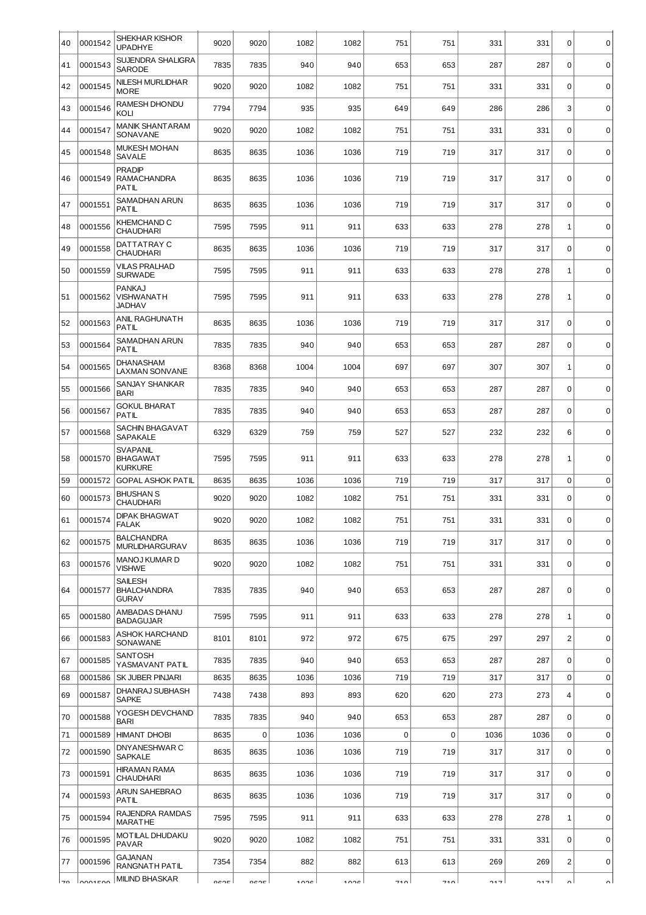| | | | | | | | | | | | | |
|---|---|---|---|---|---|---|---|---|---|---|---|---|
| 40 | 0001542 | SHEKHAR KISHOR UPADHYE | 9020 | 9020 | 1082 | 1082 | 751 | 751 | 331 | 331 | 0 | 0 |
| 41 | 0001543 | SUJENDRA SHALIGRA SARODE | 7835 | 7835 | 940 | 940 | 653 | 653 | 287 | 287 | 0 | 0 |
| 42 | 0001545 | NILESH MURLIDHAR MORE | 9020 | 9020 | 1082 | 1082 | 751 | 751 | 331 | 331 | 0 | 0 |
| 43 | 0001546 | RAMESH DHONDU KOLI | 7794 | 7794 | 935 | 935 | 649 | 649 | 286 | 286 | 3 | 0 |
| 44 | 0001547 | MANIK SHANTARAM SONAVANE | 9020 | 9020 | 1082 | 1082 | 751 | 751 | 331 | 331 | 0 | 0 |
| 45 | 0001548 | MUKESH MOHAN SAVALE | 8635 | 8635 | 1036 | 1036 | 719 | 719 | 317 | 317 | 0 | 0 |
| 46 | 0001549 | PRADIP RAMACHANDRA PATIL | 8635 | 8635 | 1036 | 1036 | 719 | 719 | 317 | 317 | 0 | 0 |
| 47 | 0001551 | SAMADHAN ARUN PATIL | 8635 | 8635 | 1036 | 1036 | 719 | 719 | 317 | 317 | 0 | 0 |
| 48 | 0001556 | KHEMCHAND C CHAUDHARI | 7595 | 7595 | 911 | 911 | 633 | 633 | 278 | 278 | 1 | 0 |
| 49 | 0001558 | DATTATRAY C CHAUDHARI | 8635 | 8635 | 1036 | 1036 | 719 | 719 | 317 | 317 | 0 | 0 |
| 50 | 0001559 | VILAS PRALHAD SURWADE | 7595 | 7595 | 911 | 911 | 633 | 633 | 278 | 278 | 1 | 0 |
| 51 | 0001562 | PANKAJ VISHWANATH JADHAV | 7595 | 7595 | 911 | 911 | 633 | 633 | 278 | 278 | 1 | 0 |
| 52 | 0001563 | ANIL RAGHUNATH PATIL | 8635 | 8635 | 1036 | 1036 | 719 | 719 | 317 | 317 | 0 | 0 |
| 53 | 0001564 | SAMADHAN ARUN PATIL | 7835 | 7835 | 940 | 940 | 653 | 653 | 287 | 287 | 0 | 0 |
| 54 | 0001565 | DHANASHAM LAXMAN SONVANE | 8368 | 8368 | 1004 | 1004 | 697 | 697 | 307 | 307 | 1 | 0 |
| 55 | 0001566 | SANJAY SHANKAR BARI | 7835 | 7835 | 940 | 940 | 653 | 653 | 287 | 287 | 0 | 0 |
| 56 | 0001567 | GOKUL BHARAT PATIL | 7835 | 7835 | 940 | 940 | 653 | 653 | 287 | 287 | 0 | 0 |
| 57 | 0001568 | SACHIN BHAGAVAT SAPAKALE | 6329 | 6329 | 759 | 759 | 527 | 527 | 232 | 232 | 6 | 0 |
| 58 | 0001570 | SVAPANIL BHAGAWAT KURKURE | 7595 | 7595 | 911 | 911 | 633 | 633 | 278 | 278 | 1 | 0 |
| 59 | 0001572 | GOPAL ASHOK PATIL | 8635 | 8635 | 1036 | 1036 | 719 | 719 | 317 | 317 | 0 | 0 |
| 60 | 0001573 | BHUSHAN S CHAUDHARI | 9020 | 9020 | 1082 | 1082 | 751 | 751 | 331 | 331 | 0 | 0 |
| 61 | 0001574 | DIPAK BHAGWAT FALAK | 9020 | 9020 | 1082 | 1082 | 751 | 751 | 331 | 331 | 0 | 0 |
| 62 | 0001575 | BALCHANDRA MURLIDHARGURAV | 8635 | 8635 | 1036 | 1036 | 719 | 719 | 317 | 317 | 0 | 0 |
| 63 | 0001576 | MANOJ KUMAR D VISHWE | 9020 | 9020 | 1082 | 1082 | 751 | 751 | 331 | 331 | 0 | 0 |
| 64 | 0001577 | SAILESH BHALCHANDRA GURAV | 7835 | 7835 | 940 | 940 | 653 | 653 | 287 | 287 | 0 | 0 |
| 65 | 0001580 | AMBADAS DHANU BADAGUJAR | 7595 | 7595 | 911 | 911 | 633 | 633 | 278 | 278 | 1 | 0 |
| 66 | 0001583 | ASHOK HARCHAND SONAWANE | 8101 | 8101 | 972 | 972 | 675 | 675 | 297 | 297 | 2 | 0 |
| 67 | 0001585 | SANTOSH YASMAVANT PATIL | 7835 | 7835 | 940 | 940 | 653 | 653 | 287 | 287 | 0 | 0 |
| 68 | 0001586 | SK JUBER PINJARI | 8635 | 8635 | 1036 | 1036 | 719 | 719 | 317 | 317 | 0 | 0 |
| 69 | 0001587 | DHANRAJ SUBHASH SAPKE | 7438 | 7438 | 893 | 893 | 620 | 620 | 273 | 273 | 4 | 0 |
| 70 | 0001588 | YOGESH DEVCHAND BARI | 7835 | 7835 | 940 | 940 | 653 | 653 | 287 | 287 | 0 | 0 |
| 71 | 0001589 | HIMANT DHOBI | 8635 | 0 | 1036 | 1036 | 0 | 0 | 1036 | 1036 | 0 | 0 |
| 72 | 0001590 | DNYANESHWAR C SAPKALE | 8635 | 8635 | 1036 | 1036 | 719 | 719 | 317 | 317 | 0 | 0 |
| 73 | 0001591 | HIRAMAN RAMA CHAUDHARI | 8635 | 8635 | 1036 | 1036 | 719 | 719 | 317 | 317 | 0 | 0 |
| 74 | 0001593 | ARUN SAHEBRAO PATIL | 8635 | 8635 | 1036 | 1036 | 719 | 719 | 317 | 317 | 0 | 0 |
| 75 | 0001594 | RAJENDRA RAMDAS MARATHE | 7595 | 7595 | 911 | 911 | 633 | 633 | 278 | 278 | 1 | 0 |
| 76 | 0001595 | MOTILAL DHUDAKU PAVAR | 9020 | 9020 | 1082 | 1082 | 751 | 751 | 331 | 331 | 0 | 0 |
| 77 | 0001596 | GAJANAN RANGNATH PATIL | 7354 | 7354 | 882 | 882 | 613 | 613 | 269 | 269 | 2 | 0 |
| 78 | 0001599 | MILIND BHASKAR | 8635 | 8635 | 1036 | 1036 | 719 | 719 | 317 | 317 | 0 | 0 |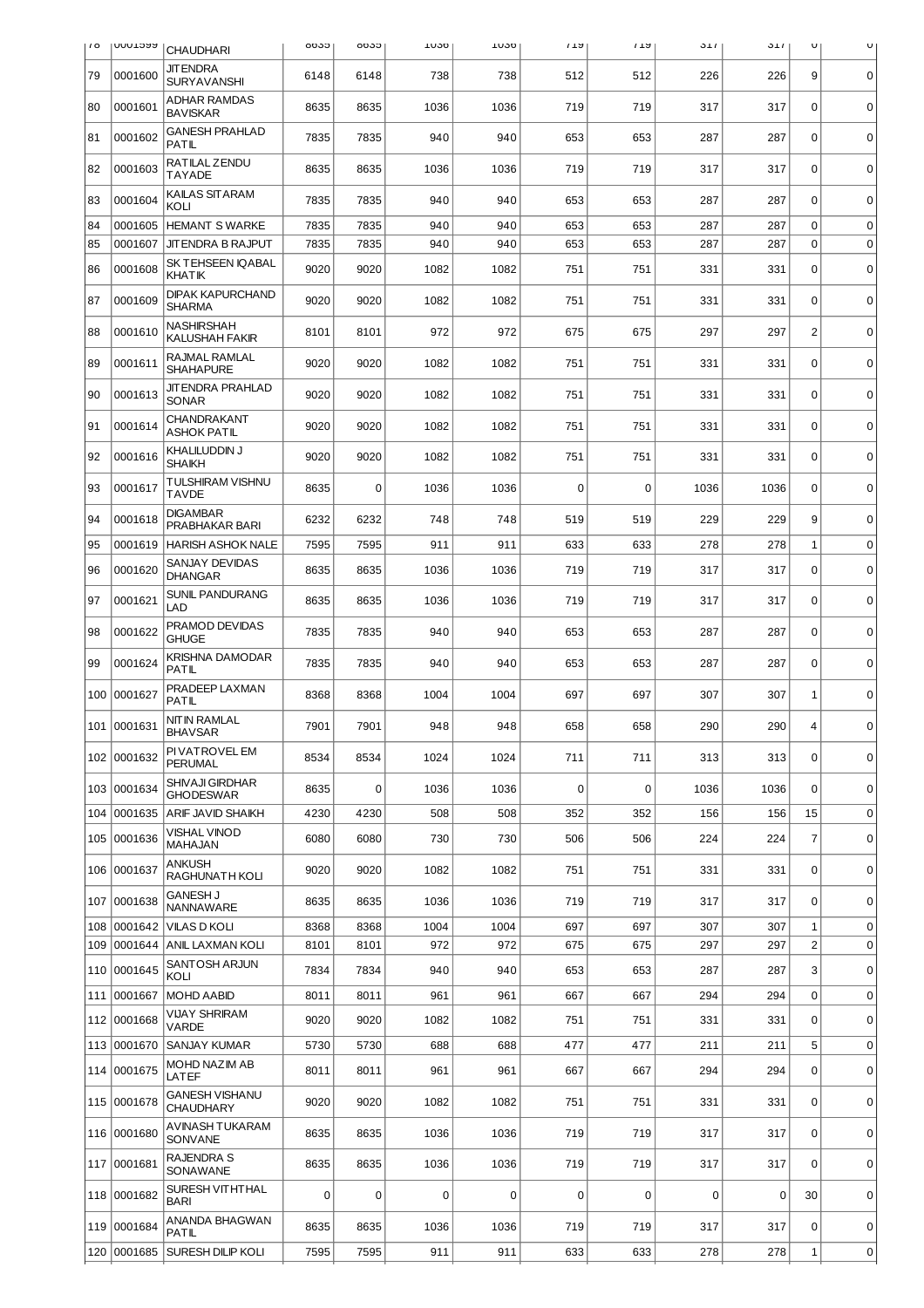| 78 | 0001599 | CHAUDHARI | 8635 | 8635 | 1036 | 1036 | 719 | 719 | 317 | 317 | 0 | 0 |
|---|---|---|---|---|---|---|---|---|---|---|---|---|
| 79 | 0001600 | JITENDRA SURYAVANSHI | 6148 | 6148 | 738 | 738 | 512 | 512 | 226 | 226 | 9 | 0 |
| 80 | 0001601 | ADHAR RAMDAS BAVISKAR | 8635 | 8635 | 1036 | 1036 | 719 | 719 | 317 | 317 | 0 | 0 |
| 81 | 0001602 | GANESH PRAHLAD PATIL | 7835 | 7835 | 940 | 940 | 653 | 653 | 287 | 287 | 0 | 0 |
| 82 | 0001603 | RATILAL ZENDU TAYADE | 8635 | 8635 | 1036 | 1036 | 719 | 719 | 317 | 317 | 0 | 0 |
| 83 | 0001604 | KAILAS SITARAM KOLI | 7835 | 7835 | 940 | 940 | 653 | 653 | 287 | 287 | 0 | 0 |
| 84 | 0001605 | HEMANT S WARKE | 7835 | 7835 | 940 | 940 | 653 | 653 | 287 | 287 | 0 | 0 |
| 85 | 0001607 | JITENDRA B RAJPUT | 7835 | 7835 | 940 | 940 | 653 | 653 | 287 | 287 | 0 | 0 |
| 86 | 0001608 | SK TEHSEEN IQABAL KHATIK | 9020 | 9020 | 1082 | 1082 | 751 | 751 | 331 | 331 | 0 | 0 |
| 87 | 0001609 | DIPAK KAPURCHAND SHARMA | 9020 | 9020 | 1082 | 1082 | 751 | 751 | 331 | 331 | 0 | 0 |
| 88 | 0001610 | NASHIRSHAH KALUSHAH FAKIR | 8101 | 8101 | 972 | 972 | 675 | 675 | 297 | 297 | 2 | 0 |
| 89 | 0001611 | RAJMAL RAMLAL SHAHAPURE | 9020 | 9020 | 1082 | 1082 | 751 | 751 | 331 | 331 | 0 | 0 |
| 90 | 0001613 | JITENDRA PRAHLAD SONAR | 9020 | 9020 | 1082 | 1082 | 751 | 751 | 331 | 331 | 0 | 0 |
| 91 | 0001614 | CHANDRAKANT ASHOK PATIL | 9020 | 9020 | 1082 | 1082 | 751 | 751 | 331 | 331 | 0 | 0 |
| 92 | 0001616 | KHALILUDDIN J SHAIKH | 9020 | 9020 | 1082 | 1082 | 751 | 751 | 331 | 331 | 0 | 0 |
| 93 | 0001617 | TULSHIRAM VISHNU TAVDE | 8635 | 0 | 1036 | 1036 | 0 | 0 | 1036 | 1036 | 0 | 0 |
| 94 | 0001618 | DIGAMBAR PRABHAKAR BARI | 6232 | 6232 | 748 | 748 | 519 | 519 | 229 | 229 | 9 | 0 |
| 95 | 0001619 | HARISH ASHOK NALE | 7595 | 7595 | 911 | 911 | 633 | 633 | 278 | 278 | 1 | 0 |
| 96 | 0001620 | SANJAY DEVIDAS DHANGAR | 8635 | 8635 | 1036 | 1036 | 719 | 719 | 317 | 317 | 0 | 0 |
| 97 | 0001621 | SUNIL PANDURANG LAD | 8635 | 8635 | 1036 | 1036 | 719 | 719 | 317 | 317 | 0 | 0 |
| 98 | 0001622 | PRAMOD DEVIDAS GHUGE | 7835 | 7835 | 940 | 940 | 653 | 653 | 287 | 287 | 0 | 0 |
| 99 | 0001624 | KRISHNA DAMODAR PATIL | 7835 | 7835 | 940 | 940 | 653 | 653 | 287 | 287 | 0 | 0 |
| 100 | 0001627 | PRADEEP LAXMAN PATIL | 8368 | 8368 | 1004 | 1004 | 697 | 697 | 307 | 307 | 1 | 0 |
| 101 | 0001631 | NITIN RAMLAL BHAVSAR | 7901 | 7901 | 948 | 948 | 658 | 658 | 290 | 290 | 4 | 0 |
| 102 | 0001632 | PIVATROVEL EM PERUMAL | 8534 | 8534 | 1024 | 1024 | 711 | 711 | 313 | 313 | 0 | 0 |
| 103 | 0001634 | SHIVAJI GIRDHAR GHODESWAR | 8635 | 0 | 1036 | 1036 | 0 | 0 | 1036 | 1036 | 0 | 0 |
| 104 | 0001635 | ARIF JAVID SHAIKH | 4230 | 4230 | 508 | 508 | 352 | 352 | 156 | 156 | 15 | 0 |
| 105 | 0001636 | VISHAL VINOD MAHAJAN | 6080 | 6080 | 730 | 730 | 506 | 506 | 224 | 224 | 7 | 0 |
| 106 | 0001637 | ANKUSH RAGHUNATH KOLI | 9020 | 9020 | 1082 | 1082 | 751 | 751 | 331 | 331 | 0 | 0 |
| 107 | 0001638 | GANESH J NANNAWARE | 8635 | 8635 | 1036 | 1036 | 719 | 719 | 317 | 317 | 0 | 0 |
| 108 | 0001642 | VILAS D KOLI | 8368 | 8368 | 1004 | 1004 | 697 | 697 | 307 | 307 | 1 | 0 |
| 109 | 0001644 | ANIL LAXMAN KOLI | 8101 | 8101 | 972 | 972 | 675 | 675 | 297 | 297 | 2 | 0 |
| 110 | 0001645 | SANTOSH ARJUN KOLI | 7834 | 7834 | 940 | 940 | 653 | 653 | 287 | 287 | 3 | 0 |
| 111 | 0001667 | MOHD AABID | 8011 | 8011 | 961 | 961 | 667 | 667 | 294 | 294 | 0 | 0 |
| 112 | 0001668 | VIJAY SHRIRAM VARDE | 9020 | 9020 | 1082 | 1082 | 751 | 751 | 331 | 331 | 0 | 0 |
| 113 | 0001670 | SANJAY KUMAR | 5730 | 5730 | 688 | 688 | 477 | 477 | 211 | 211 | 5 | 0 |
| 114 | 0001675 | MOHD NAZIM AB LATEF | 8011 | 8011 | 961 | 961 | 667 | 667 | 294 | 294 | 0 | 0 |
| 115 | 0001678 | GANESH VISHANU CHAUDHARY | 9020 | 9020 | 1082 | 1082 | 751 | 751 | 331 | 331 | 0 | 0 |
| 116 | 0001680 | AVINASH TUKARAM SONVANE | 8635 | 8635 | 1036 | 1036 | 719 | 719 | 317 | 317 | 0 | 0 |
| 117 | 0001681 | RAJENDRA S SONAWANE | 8635 | 8635 | 1036 | 1036 | 719 | 719 | 317 | 317 | 0 | 0 |
| 118 | 0001682 | SURESH VITHTHAL BARI | 0 | 0 | 0 | 0 | 0 | 0 | 0 | 0 | 30 | 0 |
| 119 | 0001684 | ANANDA BHAGWAN PATIL | 8635 | 8635 | 1036 | 1036 | 719 | 719 | 317 | 317 | 0 | 0 |
| 120 | 0001685 | SURESH DILIP KOLI | 7595 | 7595 | 911 | 911 | 633 | 633 | 278 | 278 | 1 | 0 |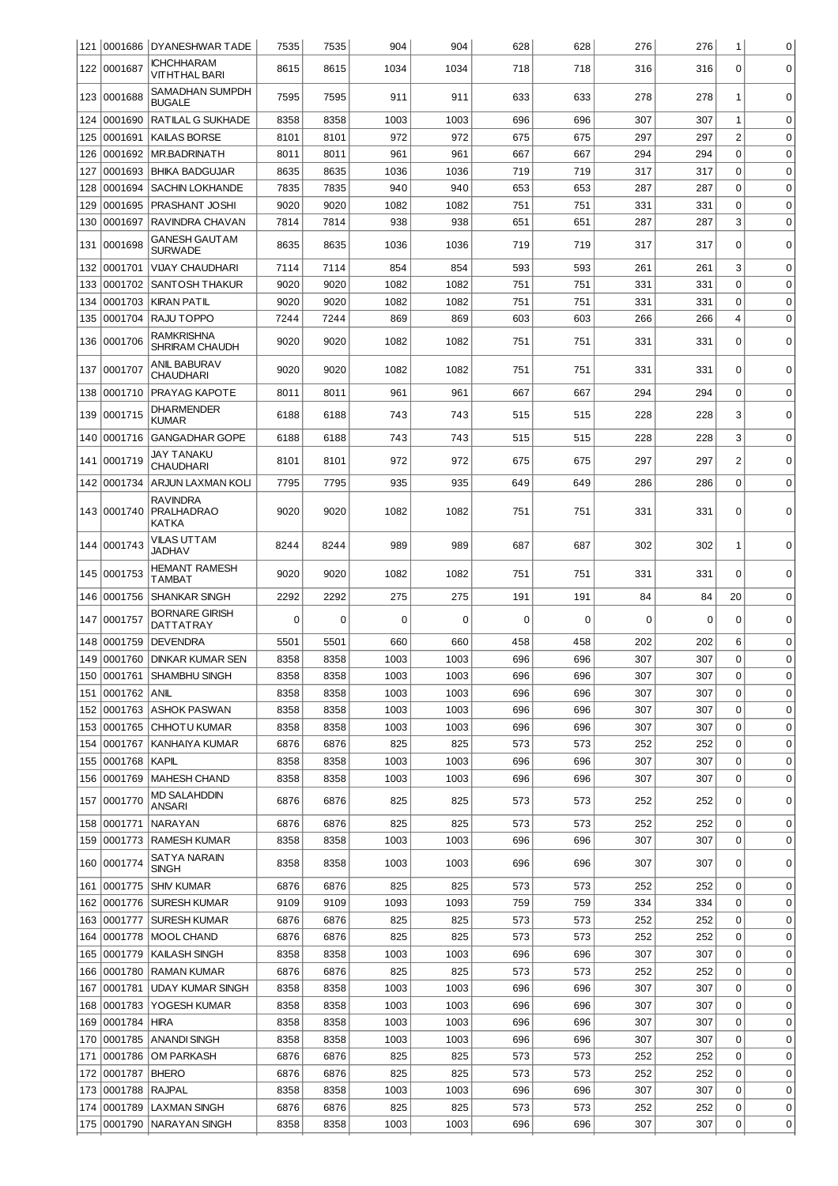| 121 | 0001686 | DYANESHWAR TADE | 7535 | 7535 | 904 | 904 | 628 | 628 | 276 | 276 | 1 | 0 |
|---|---|---|---|---|---|---|---|---|---|---|---|---|
| 122 | 0001687 | ICHCHHARAM VITHTHAL BARI | 8615 | 8615 | 1034 | 1034 | 718 | 718 | 316 | 316 | 0 | 0 |
| 123 | 0001688 | SAMADHAN SUMPDH BUGALE | 7595 | 7595 | 911 | 911 | 633 | 633 | 278 | 278 | 1 | 0 |
| 124 | 0001690 | RATILAL G SUKHADE | 8358 | 8358 | 1003 | 1003 | 696 | 696 | 307 | 307 | 1 | 0 |
| 125 | 0001691 | KAILAS BORSE | 8101 | 8101 | 972 | 972 | 675 | 675 | 297 | 297 | 2 | 0 |
| 126 | 0001692 | MR.BADRINATH | 8011 | 8011 | 961 | 961 | 667 | 667 | 294 | 294 | 0 | 0 |
| 127 | 0001693 | BHIKA BADGUJAR | 8635 | 8635 | 1036 | 1036 | 719 | 719 | 317 | 317 | 0 | 0 |
| 128 | 0001694 | SACHIN LOKHANDE | 7835 | 7835 | 940 | 940 | 653 | 653 | 287 | 287 | 0 | 0 |
| 129 | 0001695 | PRASHANT JOSHI | 9020 | 9020 | 1082 | 1082 | 751 | 751 | 331 | 331 | 0 | 0 |
| 130 | 0001697 | RAVINDRA CHAVAN | 7814 | 7814 | 938 | 938 | 651 | 651 | 287 | 287 | 3 | 0 |
| 131 | 0001698 | GANESH GAUTAM SURWADE | 8635 | 8635 | 1036 | 1036 | 719 | 719 | 317 | 317 | 0 | 0 |
| 132 | 0001701 | VIJAY CHAUDHARI | 7114 | 7114 | 854 | 854 | 593 | 593 | 261 | 261 | 3 | 0 |
| 133 | 0001702 | SANTOSH THAKUR | 9020 | 9020 | 1082 | 1082 | 751 | 751 | 331 | 331 | 0 | 0 |
| 134 | 0001703 | KIRAN PATIL | 9020 | 9020 | 1082 | 1082 | 751 | 751 | 331 | 331 | 0 | 0 |
| 135 | 0001704 | RAJU TOPPO | 7244 | 7244 | 869 | 869 | 603 | 603 | 266 | 266 | 4 | 0 |
| 136 | 0001706 | RAMKRISHNA SHRIRAM CHAUDH | 9020 | 9020 | 1082 | 1082 | 751 | 751 | 331 | 331 | 0 | 0 |
| 137 | 0001707 | ANIL BABURAV CHAUDHARI | 9020 | 9020 | 1082 | 1082 | 751 | 751 | 331 | 331 | 0 | 0 |
| 138 | 0001710 | PRAYAG KAPOTE | 8011 | 8011 | 961 | 961 | 667 | 667 | 294 | 294 | 0 | 0 |
| 139 | 0001715 | DHARMENDER KUMAR | 6188 | 6188 | 743 | 743 | 515 | 515 | 228 | 228 | 3 | 0 |
| 140 | 0001716 | GANGADHAR GOPE | 6188 | 6188 | 743 | 743 | 515 | 515 | 228 | 228 | 3 | 0 |
| 141 | 0001719 | JAY TANAKU CHAUDHARI | 8101 | 8101 | 972 | 972 | 675 | 675 | 297 | 297 | 2 | 0 |
| 142 | 0001734 | ARJUN LAXMAN KOLI | 7795 | 7795 | 935 | 935 | 649 | 649 | 286 | 286 | 0 | 0 |
| 143 | 0001740 | RAVINDRA PRALHADRAO KATKA | 9020 | 9020 | 1082 | 1082 | 751 | 751 | 331 | 331 | 0 | 0 |
| 144 | 0001743 | VILAS UTTAM JADHAV | 8244 | 8244 | 989 | 989 | 687 | 687 | 302 | 302 | 1 | 0 |
| 145 | 0001753 | HEMANT RAMESH TAMBAT | 9020 | 9020 | 1082 | 1082 | 751 | 751 | 331 | 331 | 0 | 0 |
| 146 | 0001756 | SHANKAR SINGH | 2292 | 2292 | 275 | 275 | 191 | 191 | 84 | 84 | 20 | 0 |
| 147 | 0001757 | BORNARE GIRISH DATTATRAY | 0 | 0 | 0 | 0 | 0 | 0 | 0 | 0 | 0 | 0 |
| 148 | 0001759 | DEVENDRA | 5501 | 5501 | 660 | 660 | 458 | 458 | 202 | 202 | 6 | 0 |
| 149 | 0001760 | DINKAR KUMAR SEN | 8358 | 8358 | 1003 | 1003 | 696 | 696 | 307 | 307 | 0 | 0 |
| 150 | 0001761 | SHAMBHU SINGH | 8358 | 8358 | 1003 | 1003 | 696 | 696 | 307 | 307 | 0 | 0 |
| 151 | 0001762 | ANIL | 8358 | 8358 | 1003 | 1003 | 696 | 696 | 307 | 307 | 0 | 0 |
| 152 | 0001763 | ASHOK PASWAN | 8358 | 8358 | 1003 | 1003 | 696 | 696 | 307 | 307 | 0 | 0 |
| 153 | 0001765 | CHHOTU KUMAR | 8358 | 8358 | 1003 | 1003 | 696 | 696 | 307 | 307 | 0 | 0 |
| 154 | 0001767 | KANHAIYA KUMAR | 6876 | 6876 | 825 | 825 | 573 | 573 | 252 | 252 | 0 | 0 |
| 155 | 0001768 | KAPIL | 8358 | 8358 | 1003 | 1003 | 696 | 696 | 307 | 307 | 0 | 0 |
| 156 | 0001769 | MAHESH CHAND | 8358 | 8358 | 1003 | 1003 | 696 | 696 | 307 | 307 | 0 | 0 |
| 157 | 0001770 | MD SALAHDDIN ANSARI | 6876 | 6876 | 825 | 825 | 573 | 573 | 252 | 252 | 0 | 0 |
| 158 | 0001771 | NARAYAN | 6876 | 6876 | 825 | 825 | 573 | 573 | 252 | 252 | 0 | 0 |
| 159 | 0001773 | RAMESH KUMAR | 8358 | 8358 | 1003 | 1003 | 696 | 696 | 307 | 307 | 0 | 0 |
| 160 | 0001774 | SATYA NARAIN SINGH | 8358 | 8358 | 1003 | 1003 | 696 | 696 | 307 | 307 | 0 | 0 |
| 161 | 0001775 | SHIV KUMAR | 6876 | 6876 | 825 | 825 | 573 | 573 | 252 | 252 | 0 | 0 |
| 162 | 0001776 | SURESH KUMAR | 9109 | 9109 | 1093 | 1093 | 759 | 759 | 334 | 334 | 0 | 0 |
| 163 | 0001777 | SURESH KUMAR | 6876 | 6876 | 825 | 825 | 573 | 573 | 252 | 252 | 0 | 0 |
| 164 | 0001778 | MOOL CHAND | 6876 | 6876 | 825 | 825 | 573 | 573 | 252 | 252 | 0 | 0 |
| 165 | 0001779 | KAILASH SINGH | 8358 | 8358 | 1003 | 1003 | 696 | 696 | 307 | 307 | 0 | 0 |
| 166 | 0001780 | RAMAN KUMAR | 6876 | 6876 | 825 | 825 | 573 | 573 | 252 | 252 | 0 | 0 |
| 167 | 0001781 | UDAY KUMAR SINGH | 8358 | 8358 | 1003 | 1003 | 696 | 696 | 307 | 307 | 0 | 0 |
| 168 | 0001783 | YOGESH KUMAR | 8358 | 8358 | 1003 | 1003 | 696 | 696 | 307 | 307 | 0 | 0 |
| 169 | 0001784 | HIRA | 8358 | 8358 | 1003 | 1003 | 696 | 696 | 307 | 307 | 0 | 0 |
| 170 | 0001785 | ANANDI SINGH | 8358 | 8358 | 1003 | 1003 | 696 | 696 | 307 | 307 | 0 | 0 |
| 171 | 0001786 | OM PARKASH | 6876 | 6876 | 825 | 825 | 573 | 573 | 252 | 252 | 0 | 0 |
| 172 | 0001787 | BHERO | 6876 | 6876 | 825 | 825 | 573 | 573 | 252 | 252 | 0 | 0 |
| 173 | 0001788 | RAJPAL | 8358 | 8358 | 1003 | 1003 | 696 | 696 | 307 | 307 | 0 | 0 |
| 174 | 0001789 | LAXMAN SINGH | 6876 | 6876 | 825 | 825 | 573 | 573 | 252 | 252 | 0 | 0 |
| 175 | 0001790 | NARAYAN SINGH | 8358 | 8358 | 1003 | 1003 | 696 | 696 | 307 | 307 | 0 | 0 |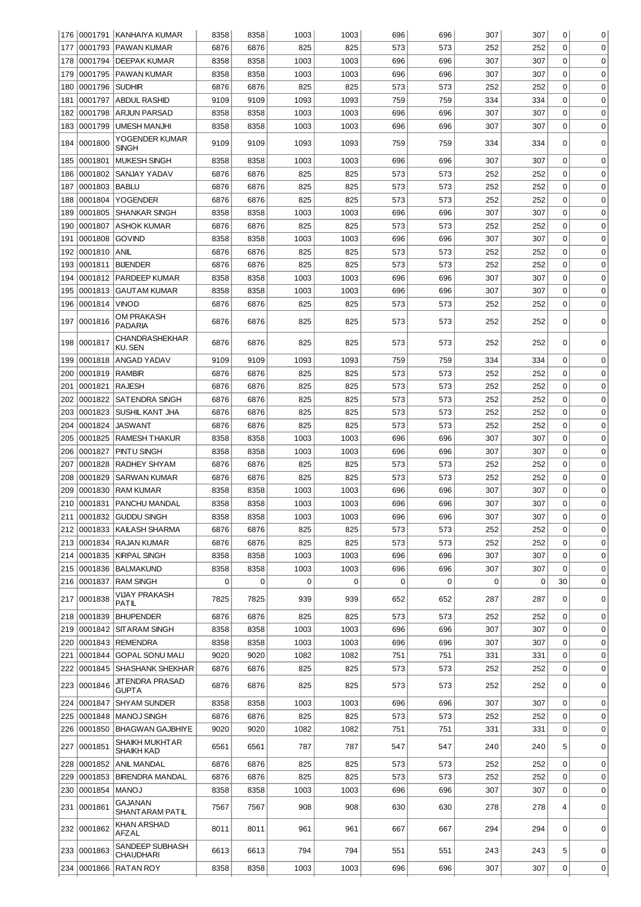|  |  |  |  |  |  |  |  |  |  |  |  |  |
|---|---|---|---|---|---|---|---|---|---|---|---|---|
| 176 | 0001791 | KANHAIYA KUMAR | 8358 | 8358 | 1003 | 1003 | 696 | 696 | 307 | 307 | 0 | 0 |
| 177 | 0001793 | PAWAN KUMAR | 6876 | 6876 | 825 | 825 | 573 | 573 | 252 | 252 | 0 | 0 |
| 178 | 0001794 | DEEPAK KUMAR | 8358 | 8358 | 1003 | 1003 | 696 | 696 | 307 | 307 | 0 | 0 |
| 179 | 0001795 | PAWAN KUMAR | 8358 | 8358 | 1003 | 1003 | 696 | 696 | 307 | 307 | 0 | 0 |
| 180 | 0001796 | SUDHIR | 6876 | 6876 | 825 | 825 | 573 | 573 | 252 | 252 | 0 | 0 |
| 181 | 0001797 | ABDUL RASHID | 9109 | 9109 | 1093 | 1093 | 759 | 759 | 334 | 334 | 0 | 0 |
| 182 | 0001798 | ARJUN PARSAD | 8358 | 8358 | 1003 | 1003 | 696 | 696 | 307 | 307 | 0 | 0 |
| 183 | 0001799 | UMESH MANJHI | 8358 | 8358 | 1003 | 1003 | 696 | 696 | 307 | 307 | 0 | 0 |
| 184 | 0001800 | YOGENDER KUMAR SINGH | 9109 | 9109 | 1093 | 1093 | 759 | 759 | 334 | 334 | 0 | 0 |
| 185 | 0001801 | MUKESH SINGH | 8358 | 8358 | 1003 | 1003 | 696 | 696 | 307 | 307 | 0 | 0 |
| 186 | 0001802 | SANJAY YADAV | 6876 | 6876 | 825 | 825 | 573 | 573 | 252 | 252 | 0 | 0 |
| 187 | 0001803 | BABLU | 6876 | 6876 | 825 | 825 | 573 | 573 | 252 | 252 | 0 | 0 |
| 188 | 0001804 | YOGENDER | 6876 | 6876 | 825 | 825 | 573 | 573 | 252 | 252 | 0 | 0 |
| 189 | 0001805 | SHANKAR SINGH | 8358 | 8358 | 1003 | 1003 | 696 | 696 | 307 | 307 | 0 | 0 |
| 190 | 0001807 | ASHOK KUMAR | 6876 | 6876 | 825 | 825 | 573 | 573 | 252 | 252 | 0 | 0 |
| 191 | 0001808 | GOVIND | 8358 | 8358 | 1003 | 1003 | 696 | 696 | 307 | 307 | 0 | 0 |
| 192 | 0001810 | ANIL | 6876 | 6876 | 825 | 825 | 573 | 573 | 252 | 252 | 0 | 0 |
| 193 | 0001811 | BIJENDER | 6876 | 6876 | 825 | 825 | 573 | 573 | 252 | 252 | 0 | 0 |
| 194 | 0001812 | PARDEEP KUMAR | 8358 | 8358 | 1003 | 1003 | 696 | 696 | 307 | 307 | 0 | 0 |
| 195 | 0001813 | GAUTAM KUMAR | 8358 | 8358 | 1003 | 1003 | 696 | 696 | 307 | 307 | 0 | 0 |
| 196 | 0001814 | VINOD | 6876 | 6876 | 825 | 825 | 573 | 573 | 252 | 252 | 0 | 0 |
| 197 | 0001816 | OM PRAKASH PADARIA | 6876 | 6876 | 825 | 825 | 573 | 573 | 252 | 252 | 0 | 0 |
| 198 | 0001817 | CHANDRASHEKHAR KU. SEN | 6876 | 6876 | 825 | 825 | 573 | 573 | 252 | 252 | 0 | 0 |
| 199 | 0001818 | ANGAD YADAV | 9109 | 9109 | 1093 | 1093 | 759 | 759 | 334 | 334 | 0 | 0 |
| 200 | 0001819 | RAMBIR | 6876 | 6876 | 825 | 825 | 573 | 573 | 252 | 252 | 0 | 0 |
| 201 | 0001821 | RAJESH | 6876 | 6876 | 825 | 825 | 573 | 573 | 252 | 252 | 0 | 0 |
| 202 | 0001822 | SATENDRA SINGH | 6876 | 6876 | 825 | 825 | 573 | 573 | 252 | 252 | 0 | 0 |
| 203 | 0001823 | SUSHIL KANT JHA | 6876 | 6876 | 825 | 825 | 573 | 573 | 252 | 252 | 0 | 0 |
| 204 | 0001824 | JASWANT | 6876 | 6876 | 825 | 825 | 573 | 573 | 252 | 252 | 0 | 0 |
| 205 | 0001825 | RAMESH THAKUR | 8358 | 8358 | 1003 | 1003 | 696 | 696 | 307 | 307 | 0 | 0 |
| 206 | 0001827 | PINTU SINGH | 8358 | 8358 | 1003 | 1003 | 696 | 696 | 307 | 307 | 0 | 0 |
| 207 | 0001828 | RADHEY SHYAM | 6876 | 6876 | 825 | 825 | 573 | 573 | 252 | 252 | 0 | 0 |
| 208 | 0001829 | SARWAN KUMAR | 6876 | 6876 | 825 | 825 | 573 | 573 | 252 | 252 | 0 | 0 |
| 209 | 0001830 | RAM KUMAR | 8358 | 8358 | 1003 | 1003 | 696 | 696 | 307 | 307 | 0 | 0 |
| 210 | 0001831 | PANCHU MANDAL | 8358 | 8358 | 1003 | 1003 | 696 | 696 | 307 | 307 | 0 | 0 |
| 211 | 0001832 | GUDDU SINGH | 8358 | 8358 | 1003 | 1003 | 696 | 696 | 307 | 307 | 0 | 0 |
| 212 | 0001833 | KAILASH SHARMA | 6876 | 6876 | 825 | 825 | 573 | 573 | 252 | 252 | 0 | 0 |
| 213 | 0001834 | RAJAN KUMAR | 6876 | 6876 | 825 | 825 | 573 | 573 | 252 | 252 | 0 | 0 |
| 214 | 0001835 | KIRPAL SINGH | 8358 | 8358 | 1003 | 1003 | 696 | 696 | 307 | 307 | 0 | 0 |
| 215 | 0001836 | BALMAKUND | 8358 | 8358 | 1003 | 1003 | 696 | 696 | 307 | 307 | 0 | 0 |
| 216 | 0001837 | RAM SINGH | 0 | 0 | 0 | 0 | 0 | 0 | 0 | 0 | 30 | 0 |
| 217 | 0001838 | VIJAY PRAKASH PATIL | 7825 | 7825 | 939 | 939 | 652 | 652 | 287 | 287 | 0 | 0 |
| 218 | 0001839 | BHUPENDER | 6876 | 6876 | 825 | 825 | 573 | 573 | 252 | 252 | 0 | 0 |
| 219 | 0001842 | SITARAM SINGH | 8358 | 8358 | 1003 | 1003 | 696 | 696 | 307 | 307 | 0 | 0 |
| 220 | 0001843 | REMENDRA | 8358 | 8358 | 1003 | 1003 | 696 | 696 | 307 | 307 | 0 | 0 |
| 221 | 0001844 | GOPAL SONU MALI | 9020 | 9020 | 1082 | 1082 | 751 | 751 | 331 | 331 | 0 | 0 |
| 222 | 0001845 | SHASHANK SHEKHAR | 6876 | 6876 | 825 | 825 | 573 | 573 | 252 | 252 | 0 | 0 |
| 223 | 0001846 | JITENDRA PRASAD GUPTA | 6876 | 6876 | 825 | 825 | 573 | 573 | 252 | 252 | 0 | 0 |
| 224 | 0001847 | SHYAM SUNDER | 8358 | 8358 | 1003 | 1003 | 696 | 696 | 307 | 307 | 0 | 0 |
| 225 | 0001848 | MANOJ SINGH | 6876 | 6876 | 825 | 825 | 573 | 573 | 252 | 252 | 0 | 0 |
| 226 | 0001850 | BHAGWAN GAJBHIYE | 9020 | 9020 | 1082 | 1082 | 751 | 751 | 331 | 331 | 0 | 0 |
| 227 | 0001851 | SHAIKH MUKHTAR SHAIKH KAD | 6561 | 6561 | 787 | 787 | 547 | 547 | 240 | 240 | 5 | 0 |
| 228 | 0001852 | ANIL MANDAL | 6876 | 6876 | 825 | 825 | 573 | 573 | 252 | 252 | 0 | 0 |
| 229 | 0001853 | BIRENDRA MANDAL | 6876 | 6876 | 825 | 825 | 573 | 573 | 252 | 252 | 0 | 0 |
| 230 | 0001854 | MANOJ | 8358 | 8358 | 1003 | 1003 | 696 | 696 | 307 | 307 | 0 | 0 |
| 231 | 0001861 | GAJANAN SHANTARAM PATIL | 7567 | 7567 | 908 | 908 | 630 | 630 | 278 | 278 | 4 | 0 |
| 232 | 0001862 | KHAN ARSHAD AFZAL | 8011 | 8011 | 961 | 961 | 667 | 667 | 294 | 294 | 0 | 0 |
| 233 | 0001863 | SANDEEP SUBHASH CHAUDHARI | 6613 | 6613 | 794 | 794 | 551 | 551 | 243 | 243 | 5 | 0 |
| 234 | 0001866 | RATAN ROY | 8358 | 8358 | 1003 | 1003 | 696 | 696 | 307 | 307 | 0 | 0 |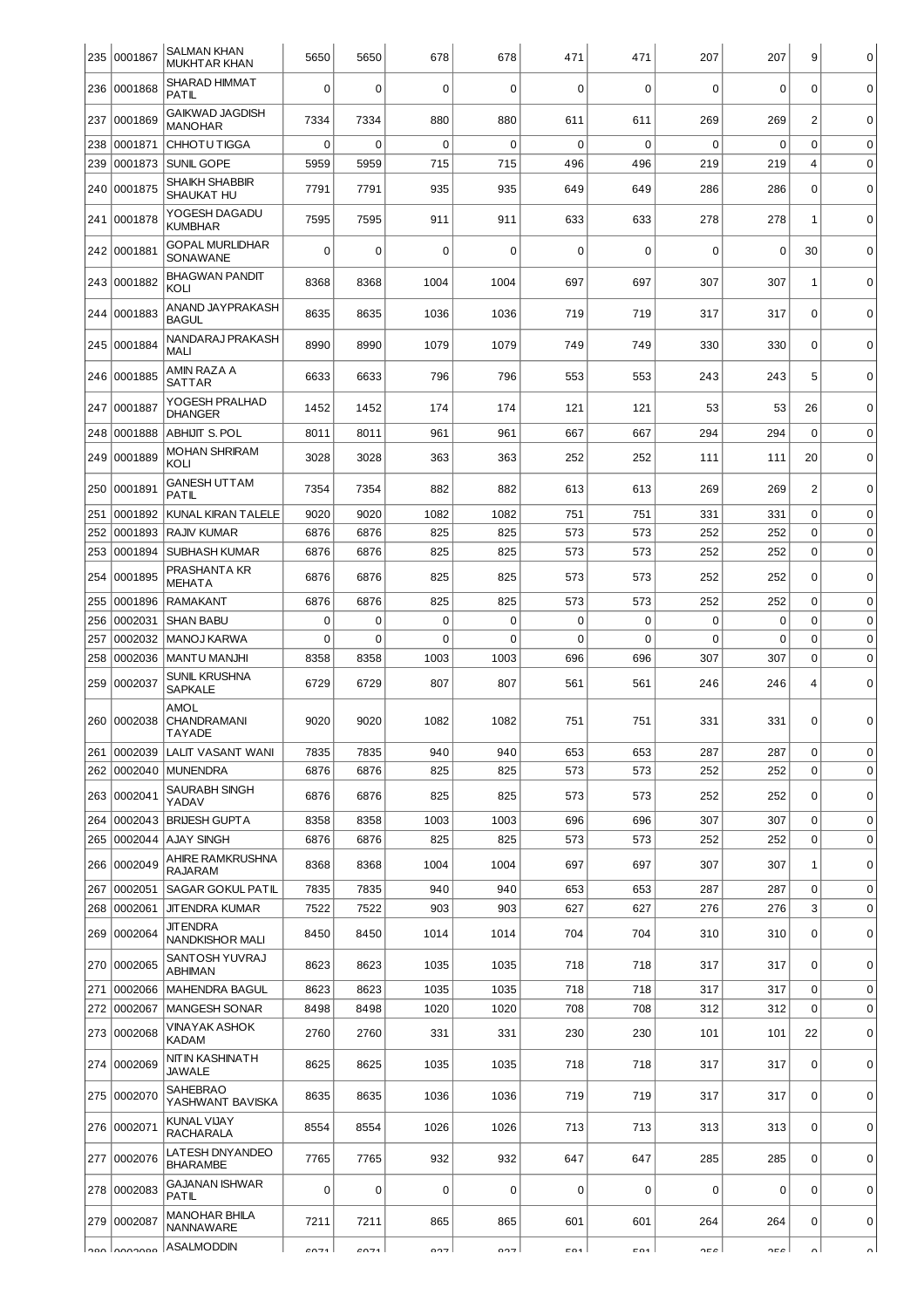| 235 | 0001867 | SALMAN KHAN MUKHTAR KHAN | 5650 | 5650 | 678 | 678 | 471 | 471 | 207 | 207 | 9 | 0 |
|---|---|---|---|---|---|---|---|---|---|---|---|---|
| 236 | 0001868 | SHARAD HIMMAT PATIL | 0 | 0 | 0 | 0 | 0 | 0 | 0 | 0 | 0 | 0 |
| 237 | 0001869 | GAIKWAD JAGDISH MANOHAR | 7334 | 7334 | 880 | 880 | 611 | 611 | 269 | 269 | 2 | 0 |
| 238 | 0001871 | CHHOTU TIGGA | 0 | 0 | 0 | 0 | 0 | 0 | 0 | 0 | 0 | 0 |
| 239 | 0001873 | SUNIL GOPE | 5959 | 5959 | 715 | 715 | 496 | 496 | 219 | 219 | 4 | 0 |
| 240 | 0001875 | SHAIKH SHABBIR SHAUKAT HU | 7791 | 7791 | 935 | 935 | 649 | 649 | 286 | 286 | 0 | 0 |
| 241 | 0001878 | YOGESH DAGADU KUMBHAR | 7595 | 7595 | 911 | 911 | 633 | 633 | 278 | 278 | 1 | 0 |
| 242 | 0001881 | GOPAL MURLIDHAR SONAWANE | 0 | 0 | 0 | 0 | 0 | 0 | 0 | 0 | 30 | 0 |
| 243 | 0001882 | BHAGWAN PANDIT KOLI | 8368 | 8368 | 1004 | 1004 | 697 | 697 | 307 | 307 | 1 | 0 |
| 244 | 0001883 | ANAND JAYPRAKASH BAGUL | 8635 | 8635 | 1036 | 1036 | 719 | 719 | 317 | 317 | 0 | 0 |
| 245 | 0001884 | NANDARAJ PRAKASH MALI | 8990 | 8990 | 1079 | 1079 | 749 | 749 | 330 | 330 | 0 | 0 |
| 246 | 0001885 | AMIN RAZA A SATTAR | 6633 | 6633 | 796 | 796 | 553 | 553 | 243 | 243 | 5 | 0 |
| 247 | 0001887 | YOGESH PRALHAD DHANGER | 1452 | 1452 | 174 | 174 | 121 | 121 | 53 | 53 | 26 | 0 |
| 248 | 0001888 | ABHIJIT S. POL | 8011 | 8011 | 961 | 961 | 667 | 667 | 294 | 294 | 0 | 0 |
| 249 | 0001889 | MOHAN SHRIRAM KOLI | 3028 | 3028 | 363 | 363 | 252 | 252 | 111 | 111 | 20 | 0 |
| 250 | 0001891 | GANESH UTTAM PATIL | 7354 | 7354 | 882 | 882 | 613 | 613 | 269 | 269 | 2 | 0 |
| 251 | 0001892 | KUNAL KIRAN TALELE | 9020 | 9020 | 1082 | 1082 | 751 | 751 | 331 | 331 | 0 | 0 |
| 252 | 0001893 | RAJIV KUMAR | 6876 | 6876 | 825 | 825 | 573 | 573 | 252 | 252 | 0 | 0 |
| 253 | 0001894 | SUBHASH KUMAR | 6876 | 6876 | 825 | 825 | 573 | 573 | 252 | 252 | 0 | 0 |
| 254 | 0001895 | PRASHANTA KR MEHATA | 6876 | 6876 | 825 | 825 | 573 | 573 | 252 | 252 | 0 | 0 |
| 255 | 0001896 | RAMAKANT | 6876 | 6876 | 825 | 825 | 573 | 573 | 252 | 252 | 0 | 0 |
| 256 | 0002031 | SHAN BABU | 0 | 0 | 0 | 0 | 0 | 0 | 0 | 0 | 0 | 0 |
| 257 | 0002032 | MANOJ KARWA | 0 | 0 | 0 | 0 | 0 | 0 | 0 | 0 | 0 | 0 |
| 258 | 0002036 | MANTU MANJHI | 8358 | 8358 | 1003 | 1003 | 696 | 696 | 307 | 307 | 0 | 0 |
| 259 | 0002037 | SUNIL KRUSHNA SAPKALE | 6729 | 6729 | 807 | 807 | 561 | 561 | 246 | 246 | 4 | 0 |
| 260 | 0002038 | AMOL CHANDRAMANI TAYADE | 9020 | 9020 | 1082 | 1082 | 751 | 751 | 331 | 331 | 0 | 0 |
| 261 | 0002039 | LALIT VASANT WANI | 7835 | 7835 | 940 | 940 | 653 | 653 | 287 | 287 | 0 | 0 |
| 262 | 0002040 | MUNENDRA | 6876 | 6876 | 825 | 825 | 573 | 573 | 252 | 252 | 0 | 0 |
| 263 | 0002041 | SAURABH SINGH YADAV | 6876 | 6876 | 825 | 825 | 573 | 573 | 252 | 252 | 0 | 0 |
| 264 | 0002043 | BRIJESH GUPTA | 8358 | 8358 | 1003 | 1003 | 696 | 696 | 307 | 307 | 0 | 0 |
| 265 | 0002044 | AJAY SINGH | 6876 | 6876 | 825 | 825 | 573 | 573 | 252 | 252 | 0 | 0 |
| 266 | 0002049 | AHIRE RAMKRUSHNA RAJARAM | 8368 | 8368 | 1004 | 1004 | 697 | 697 | 307 | 307 | 1 | 0 |
| 267 | 0002051 | SAGAR GOKUL PATIL | 7835 | 7835 | 940 | 940 | 653 | 653 | 287 | 287 | 0 | 0 |
| 268 | 0002061 | JITENDRA KUMAR | 7522 | 7522 | 903 | 903 | 627 | 627 | 276 | 276 | 3 | 0 |
| 269 | 0002064 | JITENDRA NANDKISHOR MALI | 8450 | 8450 | 1014 | 1014 | 704 | 704 | 310 | 310 | 0 | 0 |
| 270 | 0002065 | SANTOSH YUVRAJ ABHIMAN | 8623 | 8623 | 1035 | 1035 | 718 | 718 | 317 | 317 | 0 | 0 |
| 271 | 0002066 | MAHENDRA BAGUL | 8623 | 8623 | 1035 | 1035 | 718 | 718 | 317 | 317 | 0 | 0 |
| 272 | 0002067 | MANGESH SONAR | 8498 | 8498 | 1020 | 1020 | 708 | 708 | 312 | 312 | 0 | 0 |
| 273 | 0002068 | VINAYAK ASHOK KADAM | 2760 | 2760 | 331 | 331 | 230 | 230 | 101 | 101 | 22 | 0 |
| 274 | 0002069 | NITIN KASHINATH JAWALE | 8625 | 8625 | 1035 | 1035 | 718 | 718 | 317 | 317 | 0 | 0 |
| 275 | 0002070 | SAHEBRAO YASHWANT BAVISKA | 8635 | 8635 | 1036 | 1036 | 719 | 719 | 317 | 317 | 0 | 0 |
| 276 | 0002071 | KUNAL VIJAY RACHARALA | 8554 | 8554 | 1026 | 1026 | 713 | 713 | 313 | 313 | 0 | 0 |
| 277 | 0002076 | LATESH DNYANDEO BHARAMBE | 7765 | 7765 | 932 | 932 | 647 | 647 | 285 | 285 | 0 | 0 |
| 278 | 0002083 | GAJANAN ISHWAR PATIL | 0 | 0 | 0 | 0 | 0 | 0 | 0 | 0 | 0 | 0 |
| 279 | 0002087 | MANOHAR BHILA NANNAWARE | 7211 | 7211 | 865 | 865 | 601 | 601 | 264 | 264 | 0 | 0 |
| 280 | 0002088 | ASALMODDIN | 6971 | 6971 | 837 | 837 | 581 | 581 | 256 | 256 | 0 | 0 |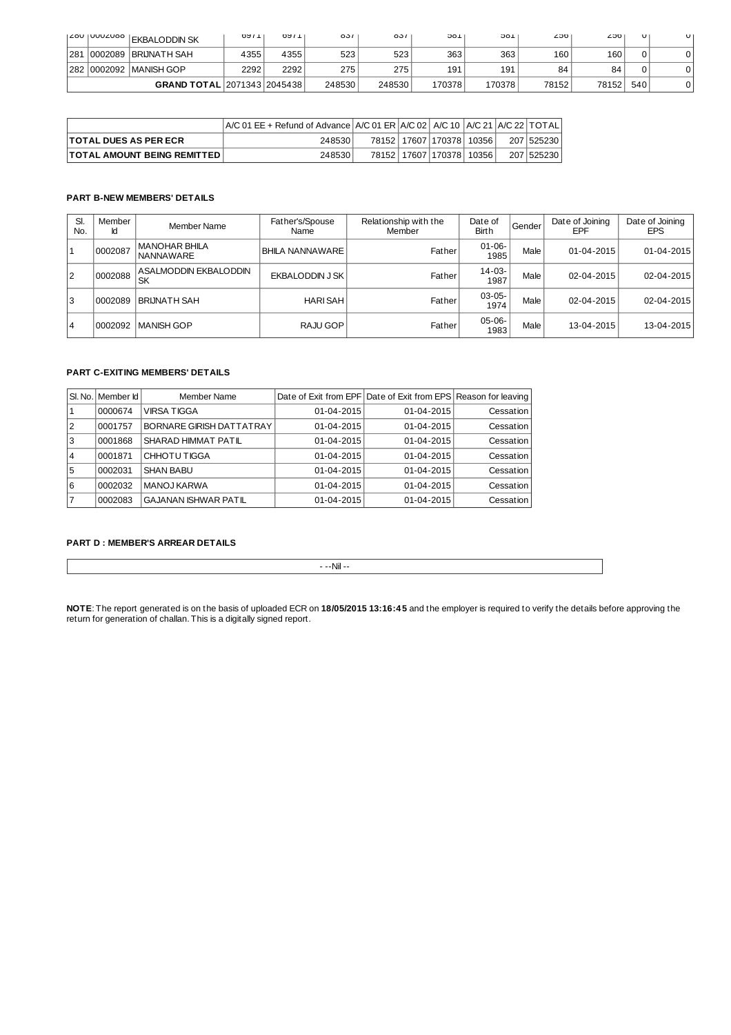| | | | | | | | | | | | | |
|---|---|---|---|---|---|---|---|---|---|---|---|---|
| 280 | 0002088 | EKBALODDIN SK | 6971 | 6971 | 837 | 837 | 581 | 581 | 256 | 256 | 0 | 0 |
| 281 | 0002089 | BRIJNATH SAH | 4355 | 4355 | 523 | 523 | 363 | 363 | 160 | 160 | 0 | 0 |
| 282 | 0002092 | MANISH GOP | 2292 | 2292 | 275 | 275 | 191 | 191 | 84 | 84 | 0 | 0 |
| | | **GRAND TOTAL** | 2071343 | 2045438 | 248530 | 248530 | 170378 | 170378 | 78152 | 78152 | 540 | 0 |

| | A/C 01 EE + Refund of Advance | A/C 01 ER | A/C 02 | A/C 10 | A/C 21 | A/C 22 | TOTAL |
|---|---|---|---|---|---|---|---|
| **TOTAL DUES AS PER ECR** | 248530 | 78152 | 17607 | 170378 | 10356 | 207 | 525230 |
| **TOTAL AMOUNT BEING REMITTED** | 248530 | 78152 | 17607 | 170378 | 10356 | 207 | 525230 |

**PART B-NEW MEMBERS' DETAILS**

| Sl. No. | Member Id | Member Name | Father's/Spouse Name | Relationship with the Member | Date of Birth | Gender | Date of Joining EPF | Date of Joining EPS |
|---|---|---|---|---|---|---|---|---|
| 1 | 0002087 | MANOHAR BHILA NANNAWARE | BHILA NANNAWARE | Father | 01-06-1985 | Male | 01-04-2015 | 01-04-2015 |
| 2 | 0002088 | ASALMODDIN EKBALODDIN SK | EKBALODDIN J SK | Father | 14-03-1987 | Male | 02-04-2015 | 02-04-2015 |
| 3 | 0002089 | BRIJNATH SAH | HARI SAH | Father | 03-05-1974 | Male | 02-04-2015 | 02-04-2015 |
| 4 | 0002092 | MANISH GOP | RAJU GOP | Father | 05-06-1983 | Male | 13-04-2015 | 13-04-2015 |

**PART C-EXITING MEMBERS' DETAILS**

| Sl. No. | Member Id | Member Name | Date of Exit from EPF | Date of Exit from EPS | Reason for leaving |
|---|---|---|---|---|---|
| 1 | 0000674 | VIRSA TIGGA | 01-04-2015 | 01-04-2015 | Cessation |
| 2 | 0001757 | BORNARE GIRISH DATTATRAY | 01-04-2015 | 01-04-2015 | Cessation |
| 3 | 0001868 | SHARAD HIMMAT PATIL | 01-04-2015 | 01-04-2015 | Cessation |
| 4 | 0001871 | CHHOTU TIGGA | 01-04-2015 | 01-04-2015 | Cessation |
| 5 | 0002031 | SHAN BABU | 01-04-2015 | 01-04-2015 | Cessation |
| 6 | 0002032 | MANOJ KARWA | 01-04-2015 | 01-04-2015 | Cessation |
| 7 | 0002083 | GAJANAN ISHWAR PATIL | 01-04-2015 | 01-04-2015 | Cessation |

**PART D : MEMBER'S ARREAR DETAILS**

| |
|---|
| ---Nil -- |

**NOTE**: The report generated is on the basis of uploaded ECR on **18/05/2015 13:16:45** and the employer is required to verify the details before approving the return for generation of challan. This is a digitally signed report.